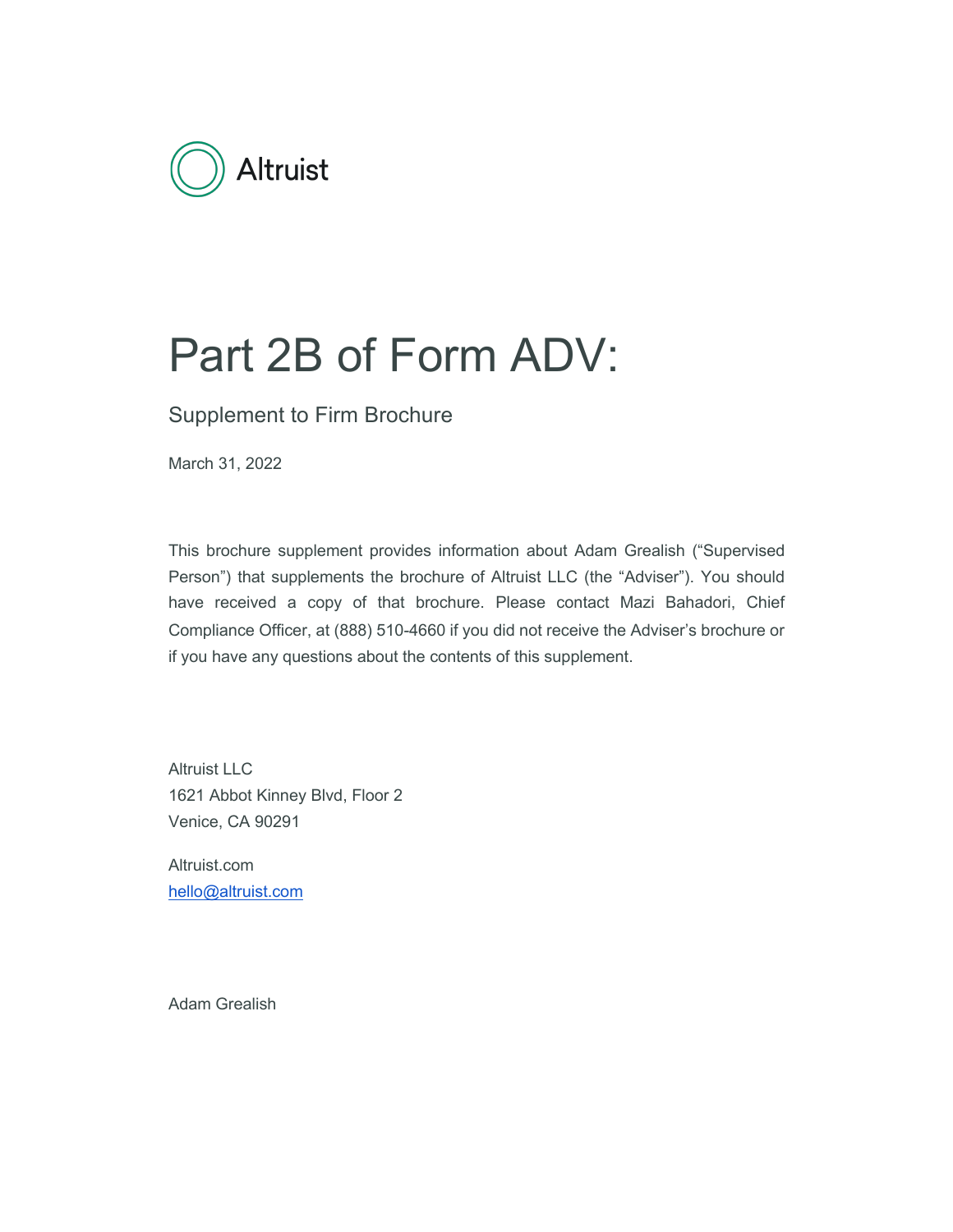Altruist

# Part 2B of Form ADV:

## Supplement to Firm Brochure

March 31, 2022

This brochure supplement provides information about Adam Grealish ("Supervised Person") that supplements the brochure of Altruist LLC (the "Adviser"). You should have received a copy of that brochure. Please contact Mazi Bahadori, Chief Compliance Officer, at (888) 510-4660 if you did not receive the Adviser's brochure or if you have any questions about the contents of this supplement.

Altruist LLC
1621 Abbot Kinney Blvd, Floor 2
Venice, CA 90291

Altruist.com
hello@altruist.com

Adam Grealish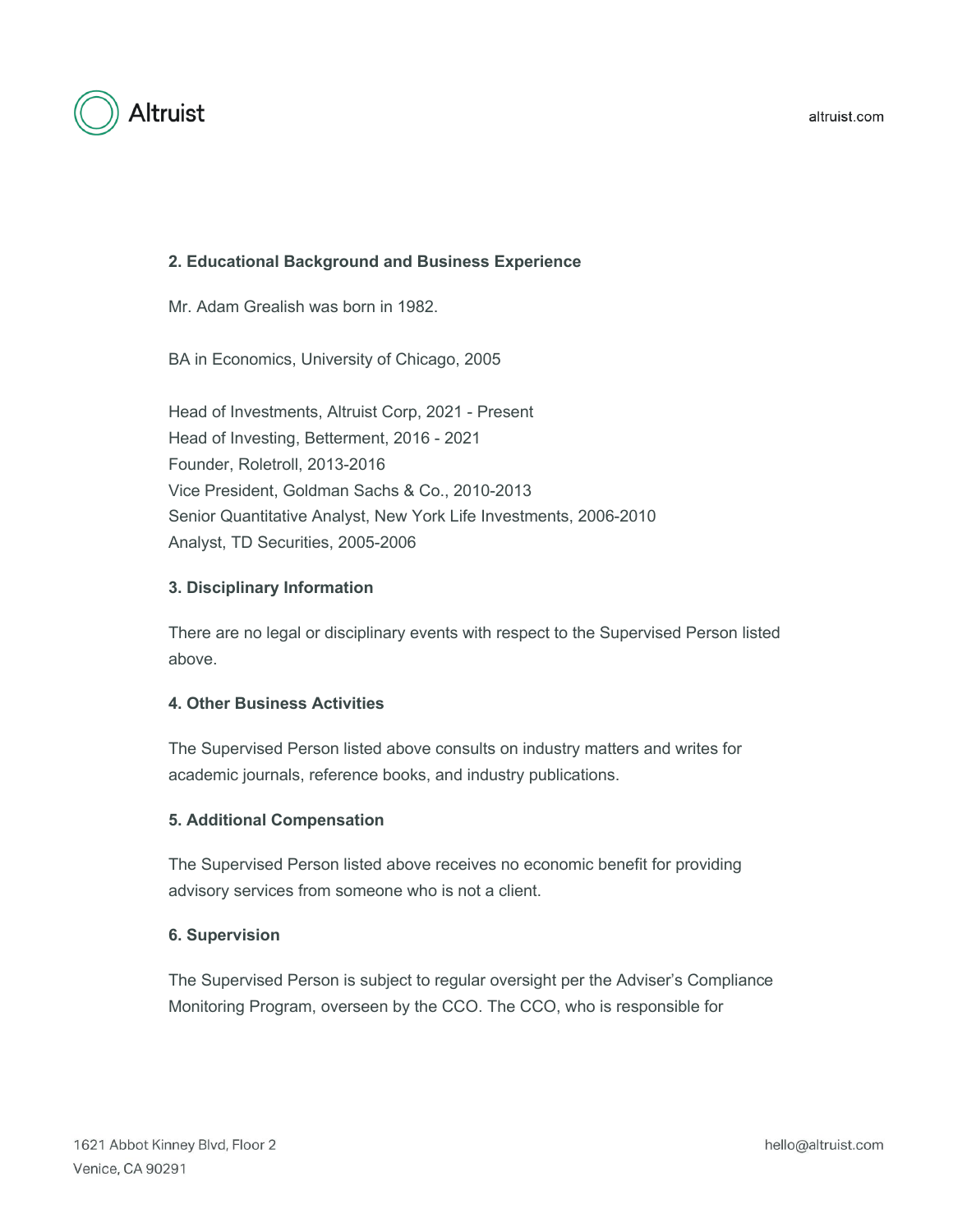## 2. Educational Background and Business Experience

Mr. Adam Grealish was born in 1982.

BA in Economics, University of Chicago, 2005

Head of Investments, Altruist Corp, 2021 - Present
Head of Investing, Betterment, 2016 - 2021
Founder, Roletroll, 2013-2016
Vice President, Goldman Sachs & Co., 2010-2013
Senior Quantitative Analyst, New York Life Investments, 2006-2010
Analyst, TD Securities, 2005-2006

## 3. Disciplinary Information

There are no legal or disciplinary events with respect to the Supervised Person listed above.

## 4. Other Business Activities

The Supervised Person listed above consults on industry matters and writes for academic journals, reference books, and industry publications.

## 5. Additional Compensation

The Supervised Person listed above receives no economic benefit for providing advisory services from someone who is not a client.

## 6. Supervision

The Supervised Person is subject to regular oversight per the Adviser's Compliance Monitoring Program, overseen by the CCO. The CCO, who is responsible for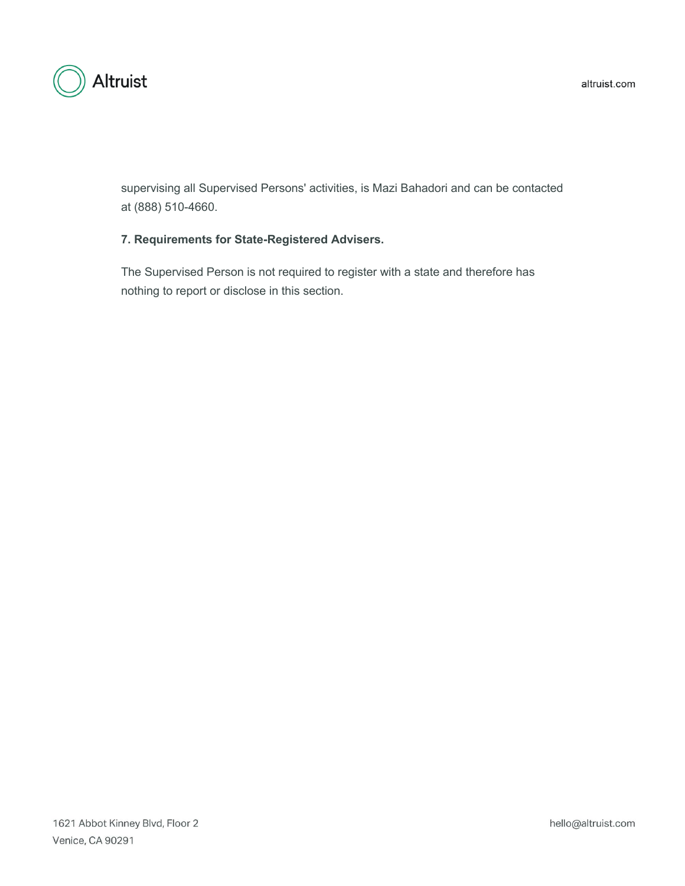supervising all Supervised Persons' activities, is Mazi Bahadori and can be contacted at (888) 510-4660.

**7. Requirements for State-Registered Advisers.**

The Supervised Person is not required to register with a state and therefore has nothing to report or disclose in this section.